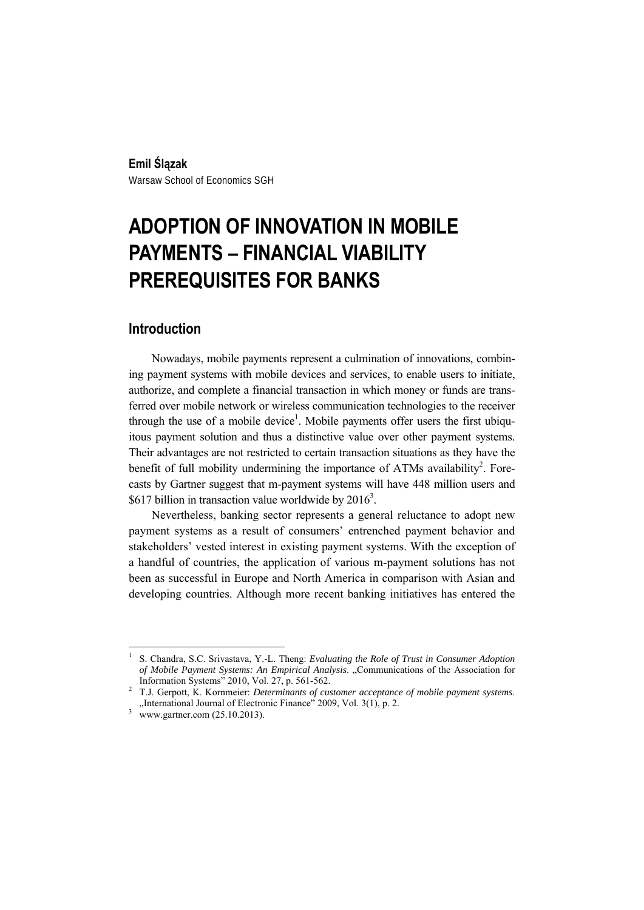**Emil Ślązak**
Warsaw School of Economics SGH

# ADOPTION OF INNOVATION IN MOBILE PAYMENTS – FINANCIAL VIABILITY PREREQUISITES FOR BANKS

## Introduction

Nowadays, mobile payments represent a culmination of innovations, combining payment systems with mobile devices and services, to enable users to initiate, authorize, and complete a financial transaction in which money or funds are transferred over mobile network or wireless communication technologies to the receiver through the use of a mobile device[1]. Mobile payments offer users the first ubiquitous payment solution and thus a distinctive value over other payment systems. Their advantages are not restricted to certain transaction situations as they have the benefit of full mobility undermining the importance of ATMs availability[2]. Forecasts by Gartner suggest that m-payment systems will have 448 million users and $617 billion in transaction value worldwide by 2016[3].

Nevertheless, banking sector represents a general reluctance to adopt new payment systems as a result of consumers' entrenched payment behavior and stakeholders' vested interest in existing payment systems. With the exception of a handful of countries, the application of various m-payment solutions has not been as successful in Europe and North America in comparison with Asian and developing countries. Although more recent banking initiatives has entered the

---

[1] S. Chandra, S.C. Srivastava, Y.-L. Theng: *Evaluating the Role of Trust in Consumer Adoption of Mobile Payment Systems: An Empirical Analysis*. „Communications of the Association for Information Systems" 2010, Vol. 27, p. 561-562.

[2] T.J. Gerpott, K. Kornmeier: *Determinants of customer acceptance of mobile payment systems*. „International Journal of Electronic Finance" 2009, Vol. 3(1), p. 2.

[3] www.gartner.com (25.10.2013).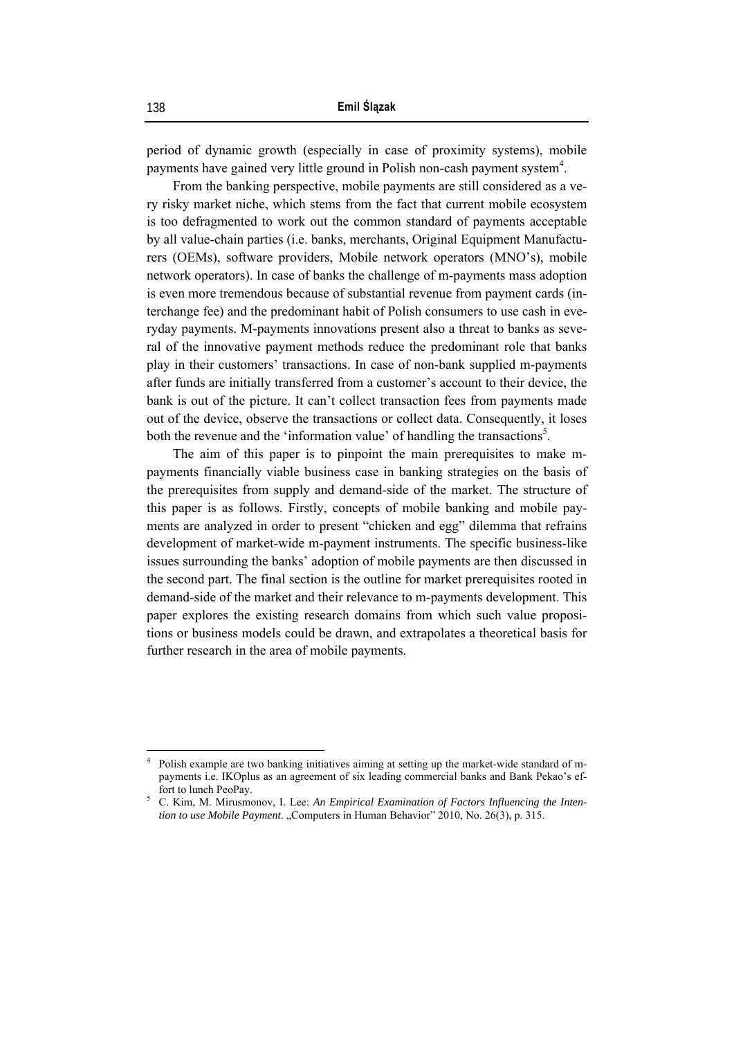period of dynamic growth (especially in case of proximity systems), mobile payments have gained very little ground in Polish non-cash payment system[4].

From the banking perspective, mobile payments are still considered as a very risky market niche, which stems from the fact that current mobile ecosystem is too defragmented to work out the common standard of payments acceptable by all value-chain parties (i.e. banks, merchants, Original Equipment Manufacturers (OEMs), software providers, Mobile network operators (MNO's), mobile network operators). In case of banks the challenge of m-payments mass adoption is even more tremendous because of substantial revenue from payment cards (interchange fee) and the predominant habit of Polish consumers to use cash in everyday payments. M-payments innovations present also a threat to banks as several of the innovative payment methods reduce the predominant role that banks play in their customers' transactions. In case of non-bank supplied m-payments after funds are initially transferred from a customer's account to their device, the bank is out of the picture. It can't collect transaction fees from payments made out of the device, observe the transactions or collect data. Consequently, it loses both the revenue and the 'information value' of handling the transactions[5].

The aim of this paper is to pinpoint the main prerequisites to make m-payments financially viable business case in banking strategies on the basis of the prerequisites from supply and demand-side of the market. The structure of this paper is as follows. Firstly, concepts of mobile banking and mobile payments are analyzed in order to present "chicken and egg" dilemma that refrains development of market-wide m-payment instruments. The specific business-like issues surrounding the banks' adoption of mobile payments are then discussed in the second part. The final section is the outline for market prerequisites rooted in demand-side of the market and their relevance to m-payments development. This paper explores the existing research domains from which such value propositions or business models could be drawn, and extrapolates a theoretical basis for further research in the area of mobile payments.

---

[4] Polish example are two banking initiatives aiming at setting up the market-wide standard of m-payments i.e. IKOplus as an agreement of six leading commercial banks and Bank Pekao's effort to lunch PeoPay.

[5] C. Kim, M. Mirusmonov, I. Lee: *An Empirical Examination of Factors Influencing the Intention to use Mobile Payment*. „Computers in Human Behavior" 2010, No. 26(3), p. 315.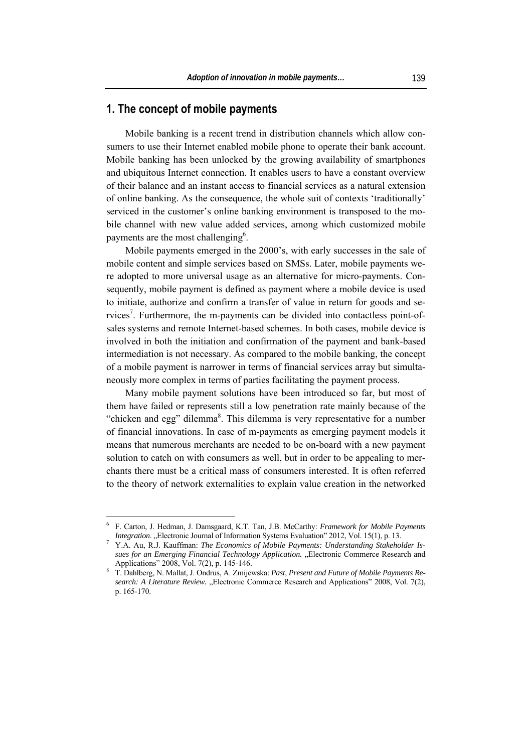## 1. The concept of mobile payments

Mobile banking is a recent trend in distribution channels which allow consumers to use their Internet enabled mobile phone to operate their bank account. Mobile banking has been unlocked by the growing availability of smartphones and ubiquitous Internet connection. It enables users to have a constant overview of their balance and an instant access to financial services as a natural extension of online banking. As the consequence, the whole suit of contexts 'traditionally' serviced in the customer's online banking environment is transposed to the mobile channel with new value added services, among which customized mobile payments are the most challenging[6].

Mobile payments emerged in the 2000's, with early successes in the sale of mobile content and simple services based on SMSs. Later, mobile payments were adopted to more universal usage as an alternative for micro-payments. Consequently, mobile payment is defined as payment where a mobile device is used to initiate, authorize and confirm a transfer of value in return for goods and services[7]. Furthermore, the m-payments can be divided into contactless point-of-sales systems and remote Internet-based schemes. In both cases, mobile device is involved in both the initiation and confirmation of the payment and bank-based intermediation is not necessary. As compared to the mobile banking, the concept of a mobile payment is narrower in terms of financial services array but simultaneously more complex in terms of parties facilitating the payment process.

Many mobile payment solutions have been introduced so far, but most of them have failed or represents still a low penetration rate mainly because of the "chicken and egg" dilemma[8]. This dilemma is very representative for a number of financial innovations. In case of m-payments as emerging payment models it means that numerous merchants are needed to be on-board with a new payment solution to catch on with consumers as well, but in order to be appealing to merchants there must be a critical mass of consumers interested. It is often referred to the theory of network externalities to explain value creation in the networked

---

[6] F. Carton, J. Hedman, J. Damsgaard, K.T. Tan, J.B. McCarthy: *Framework for Mobile Payments Integration*. „Electronic Journal of Information Systems Evaluation" 2012, Vol. 15(1), p. 13.

[7] Y.A. Au, R.J. Kauffman: *The Economics of Mobile Payments: Understanding Stakeholder Issues for an Emerging Financial Technology Application.* „Electronic Commerce Research and Applications" 2008, Vol. 7(2), p. 145-146.

[8] T. Dahlberg, N. Mallat, J. Ondrus, A. Zmijewska: *Past, Present and Future of Mobile Payments Research: A Literature Review.* „Electronic Commerce Research and Applications" 2008, Vol. 7(2), p. 165-170.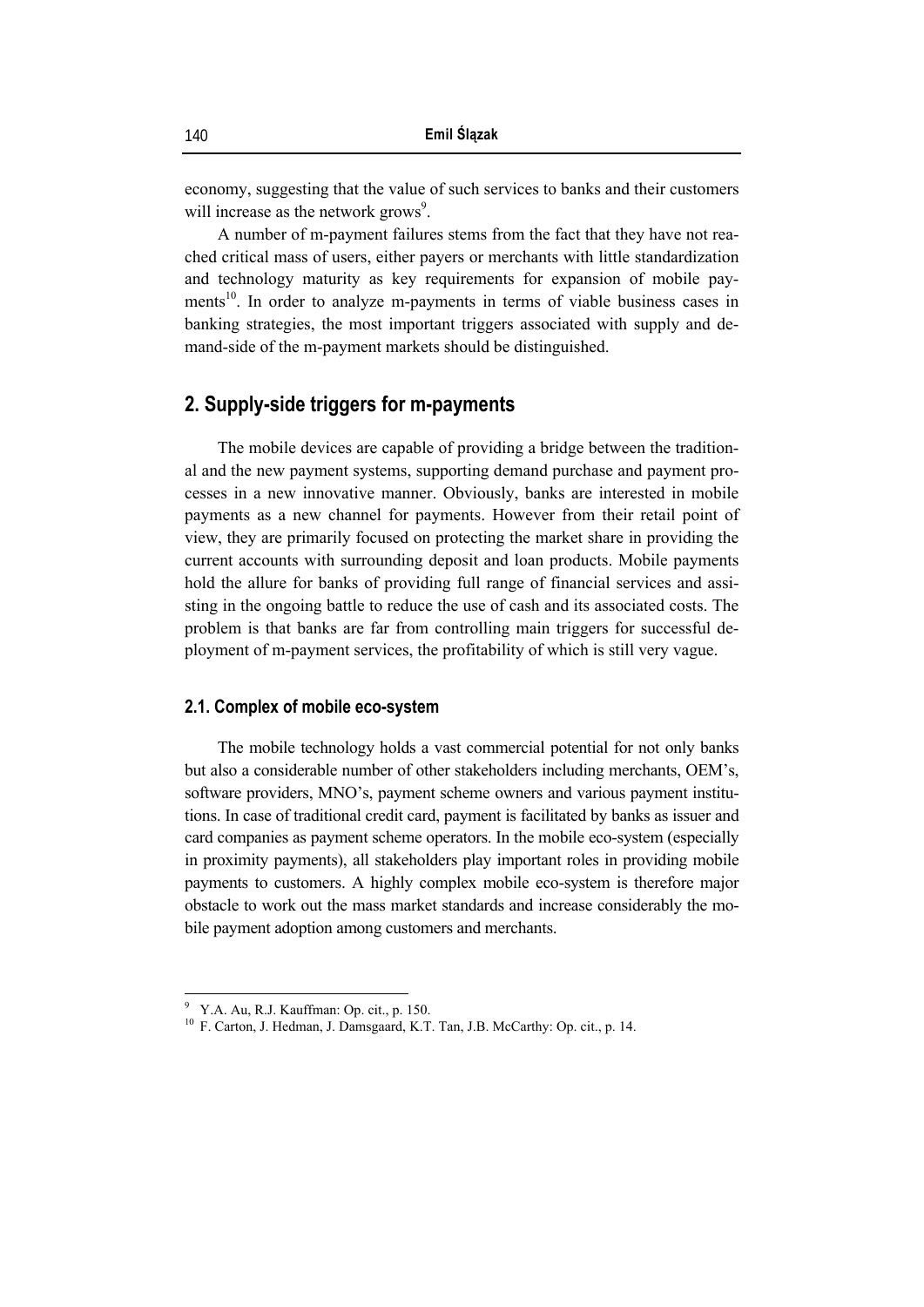economy, suggesting that the value of such services to banks and their customers will increase as the network grows[9].

A number of m-payment failures stems from the fact that they have not reached critical mass of users, either payers or merchants with little standardization and technology maturity as key requirements for expansion of mobile payments[10]. In order to analyze m-payments in terms of viable business cases in banking strategies, the most important triggers associated with supply and demand-side of the m-payment markets should be distinguished.

## 2. Supply-side triggers for m-payments

The mobile devices are capable of providing a bridge between the traditional and the new payment systems, supporting demand purchase and payment processes in a new innovative manner. Obviously, banks are interested in mobile payments as a new channel for payments. However from their retail point of view, they are primarily focused on protecting the market share in providing the current accounts with surrounding deposit and loan products. Mobile payments hold the allure for banks of providing full range of financial services and assisting in the ongoing battle to reduce the use of cash and its associated costs. The problem is that banks are far from controlling main triggers for successful deployment of m-payment services, the profitability of which is still very vague.

### 2.1. Complex of mobile eco-system

The mobile technology holds a vast commercial potential for not only banks but also a considerable number of other stakeholders including merchants, OEM's, software providers, MNO's, payment scheme owners and various payment institutions. In case of traditional credit card, payment is facilitated by banks as issuer and card companies as payment scheme operators. In the mobile eco-system (especially in proximity payments), all stakeholders play important roles in providing mobile payments to customers. A highly complex mobile eco-system is therefore major obstacle to work out the mass market standards and increase considerably the mobile payment adoption among customers and merchants.

---

[9] Y.A. Au, R.J. Kauffman: Op. cit., p. 150.

[10] F. Carton, J. Hedman, J. Damsgaard, K.T. Tan, J.B. McCarthy: Op. cit., p. 14.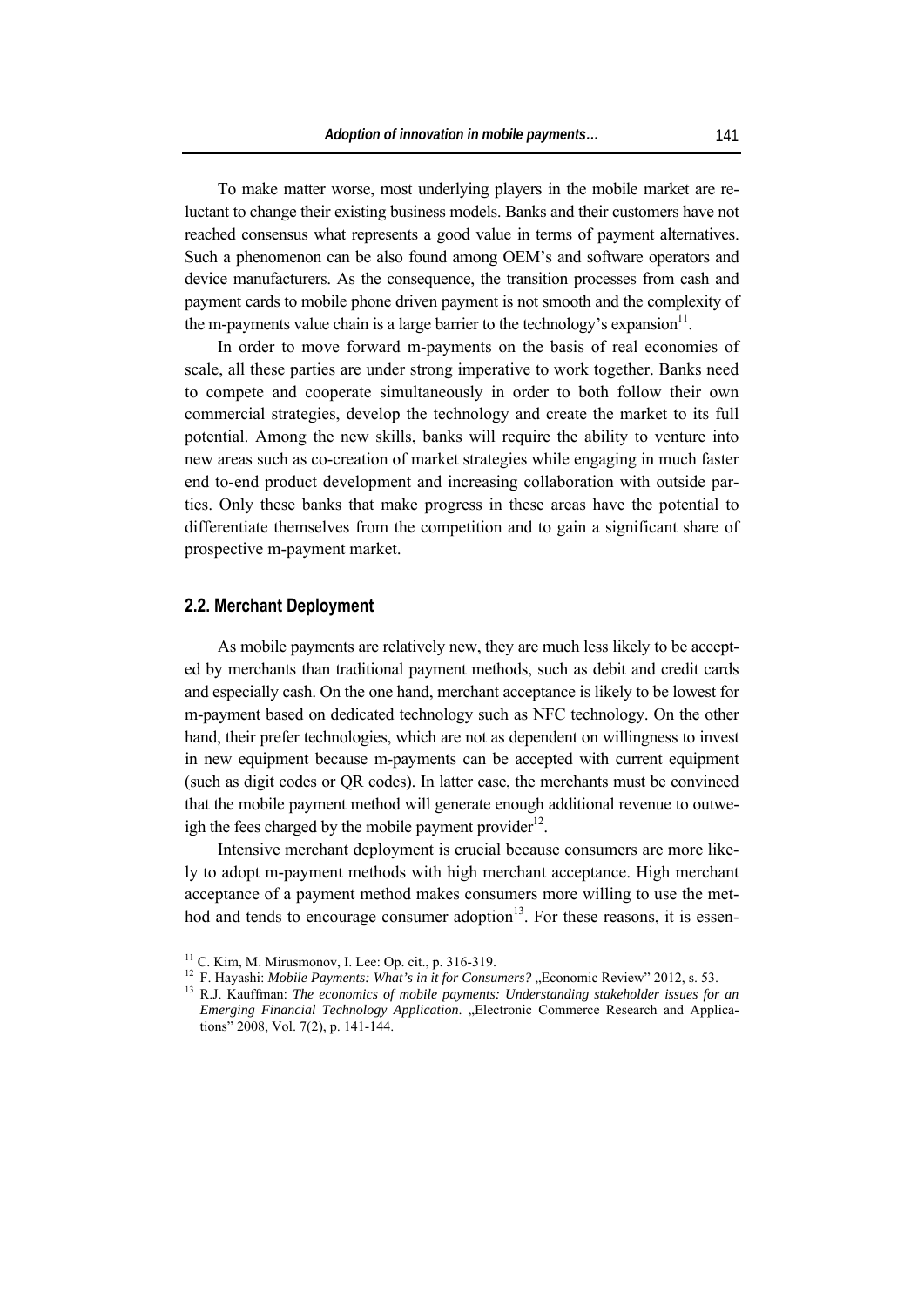To make matter worse, most underlying players in the mobile market are reluctant to change their existing business models. Banks and their customers have not reached consensus what represents a good value in terms of payment alternatives. Such a phenomenon can be also found among OEM's and software operators and device manufacturers. As the consequence, the transition processes from cash and payment cards to mobile phone driven payment is not smooth and the complexity of the m-payments value chain is a large barrier to the technology's expansion[11].

In order to move forward m-payments on the basis of real economies of scale, all these parties are under strong imperative to work together. Banks need to compete and cooperate simultaneously in order to both follow their own commercial strategies, develop the technology and create the market to its full potential. Among the new skills, banks will require the ability to venture into new areas such as co-creation of market strategies while engaging in much faster end to-end product development and increasing collaboration with outside parties. Only these banks that make progress in these areas have the potential to differentiate themselves from the competition and to gain a significant share of prospective m-payment market.

## 2.2. Merchant Deployment

As mobile payments are relatively new, they are much less likely to be accepted by merchants than traditional payment methods, such as debit and credit cards and especially cash. On the one hand, merchant acceptance is likely to be lowest for m-payment based on dedicated technology such as NFC technology. On the other hand, their prefer technologies, which are not as dependent on willingness to invest in new equipment because m-payments can be accepted with current equipment (such as digit codes or QR codes). In latter case, the merchants must be convinced that the mobile payment method will generate enough additional revenue to outweigh the fees charged by the mobile payment provider[12].

Intensive merchant deployment is crucial because consumers are more likely to adopt m-payment methods with high merchant acceptance. High merchant acceptance of a payment method makes consumers more willing to use the method and tends to encourage consumer adoption[13]. For these reasons, it is essen-

---

[11] C. Kim, M. Mirusmonov, I. Lee: Op. cit., p. 316-319.

[12] F. Hayashi: *Mobile Payments: What's in it for Consumers?* „Economic Review" 2012, s. 53.

[13] R.J. Kauffman: *The economics of mobile payments: Understanding stakeholder issues for an Emerging Financial Technology Application*. „Electronic Commerce Research and Applications" 2008, Vol. 7(2), p. 141-144.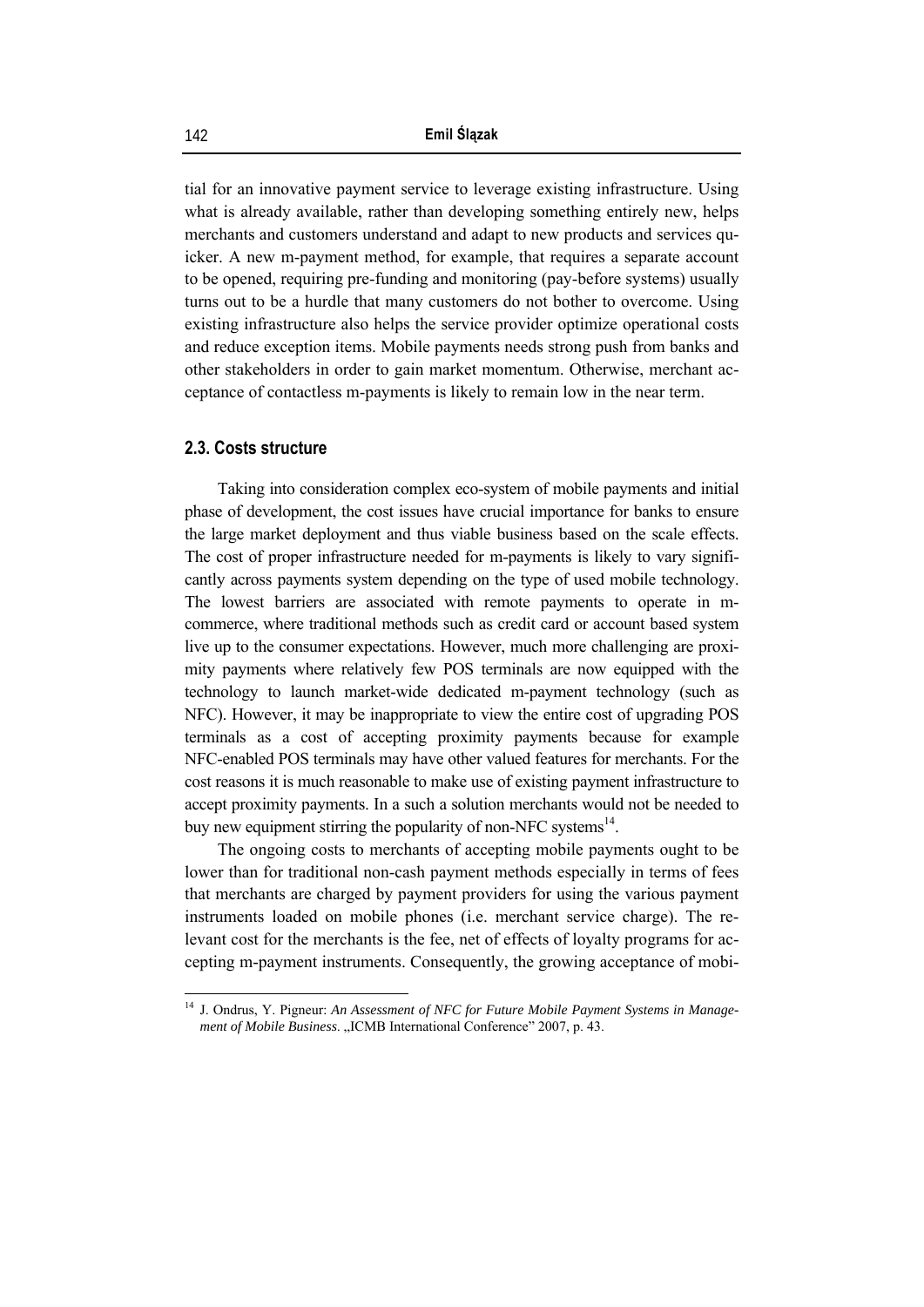tial for an innovative payment service to leverage existing infrastructure. Using what is already available, rather than developing something entirely new, helps merchants and customers understand and adapt to new products and services quicker. A new m-payment method, for example, that requires a separate account to be opened, requiring pre-funding and monitoring (pay-before systems) usually turns out to be a hurdle that many customers do not bother to overcome. Using existing infrastructure also helps the service provider optimize operational costs and reduce exception items. Mobile payments needs strong push from banks and other stakeholders in order to gain market momentum. Otherwise, merchant acceptance of contactless m-payments is likely to remain low in the near term.

### 2.3. Costs structure

Taking into consideration complex eco-system of mobile payments and initial phase of development, the cost issues have crucial importance for banks to ensure the large market deployment and thus viable business based on the scale effects. The cost of proper infrastructure needed for m-payments is likely to vary significantly across payments system depending on the type of used mobile technology. The lowest barriers are associated with remote payments to operate in m-commerce, where traditional methods such as credit card or account based system live up to the consumer expectations. However, much more challenging are proximity payments where relatively few POS terminals are now equipped with the technology to launch market-wide dedicated m-payment technology (such as NFC). However, it may be inappropriate to view the entire cost of upgrading POS terminals as a cost of accepting proximity payments because for example NFC-enabled POS terminals may have other valued features for merchants. For the cost reasons it is much reasonable to make use of existing payment infrastructure to accept proximity payments. In a such a solution merchants would not be needed to buy new equipment stirring the popularity of non-NFC systems[14].

The ongoing costs to merchants of accepting mobile payments ought to be lower than for traditional non-cash payment methods especially in terms of fees that merchants are charged by payment providers for using the various payment instruments loaded on mobile phones (i.e. merchant service charge). The relevant cost for the merchants is the fee, net of effects of loyalty programs for accepting m-payment instruments. Consequently, the growing acceptance of mobi-

---

[14] J. Ondrus, Y. Pigneur: *An Assessment of NFC for Future Mobile Payment Systems in Management of Mobile Business*. „ICMB International Conference" 2007, p. 43.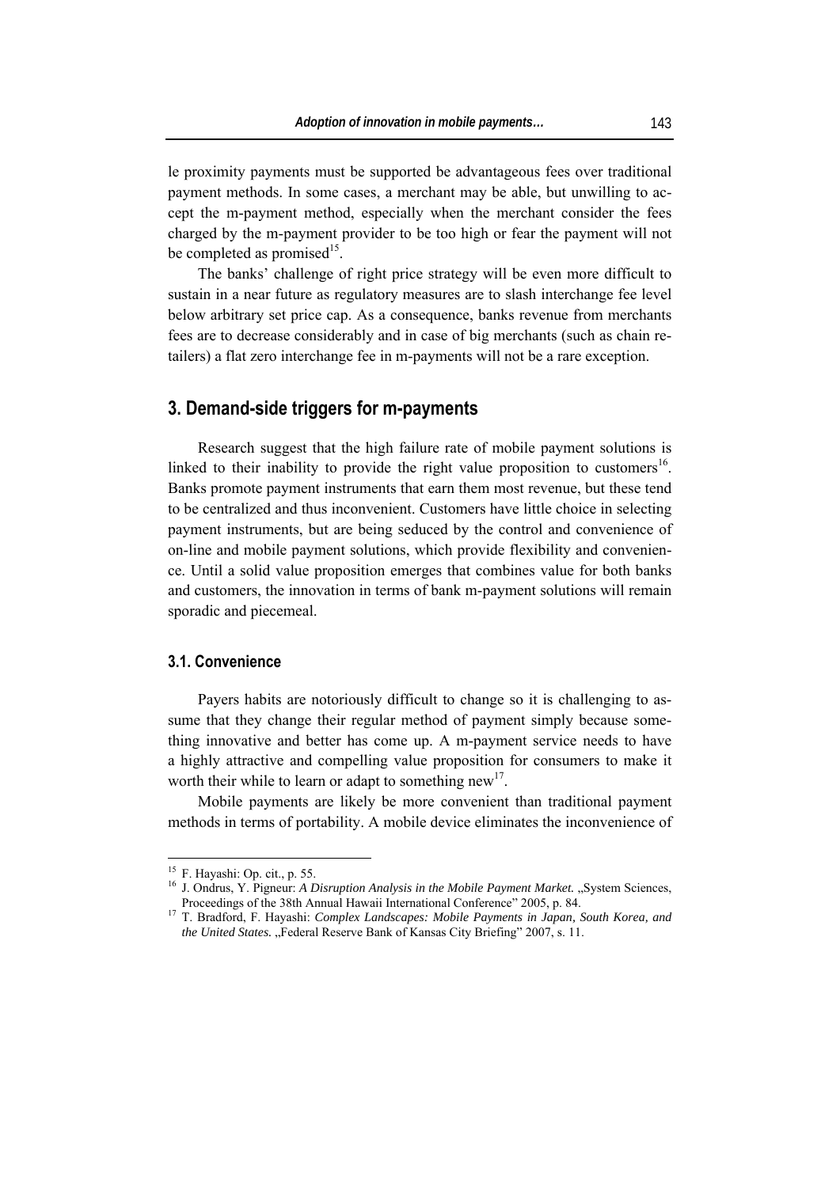le proximity payments must be supported be advantageous fees over traditional payment methods. In some cases, a merchant may be able, but unwilling to accept the m-payment method, especially when the merchant consider the fees charged by the m-payment provider to be too high or fear the payment will not be completed as promised[15].

The banks' challenge of right price strategy will be even more difficult to sustain in a near future as regulatory measures are to slash interchange fee level below arbitrary set price cap. As a consequence, banks revenue from merchants fees are to decrease considerably and in case of big merchants (such as chain retailers) a flat zero interchange fee in m-payments will not be a rare exception.

## 3. Demand-side triggers for m-payments

Research suggest that the high failure rate of mobile payment solutions is linked to their inability to provide the right value proposition to customers[16]. Banks promote payment instruments that earn them most revenue, but these tend to be centralized and thus inconvenient. Customers have little choice in selecting payment instruments, but are being seduced by the control and convenience of on-line and mobile payment solutions, which provide flexibility and convenience. Until a solid value proposition emerges that combines value for both banks and customers, the innovation in terms of bank m-payment solutions will remain sporadic and piecemeal.

### 3.1. Convenience

Payers habits are notoriously difficult to change so it is challenging to assume that they change their regular method of payment simply because something innovative and better has come up. A m-payment service needs to have a highly attractive and compelling value proposition for consumers to make it worth their while to learn or adapt to something new[17].

Mobile payments are likely be more convenient than traditional payment methods in terms of portability. A mobile device eliminates the inconvenience of

---

[15] F. Hayashi: Op. cit., p. 55.

[16] J. Ondrus, Y. Pigneur: *A Disruption Analysis in the Mobile Payment Market.* „System Sciences, Proceedings of the 38th Annual Hawaii International Conference" 2005, p. 84.

[17] T. Bradford, F. Hayashi: *Complex Landscapes: Mobile Payments in Japan, South Korea, and the United States.* „Federal Reserve Bank of Kansas City Briefing" 2007, s. 11.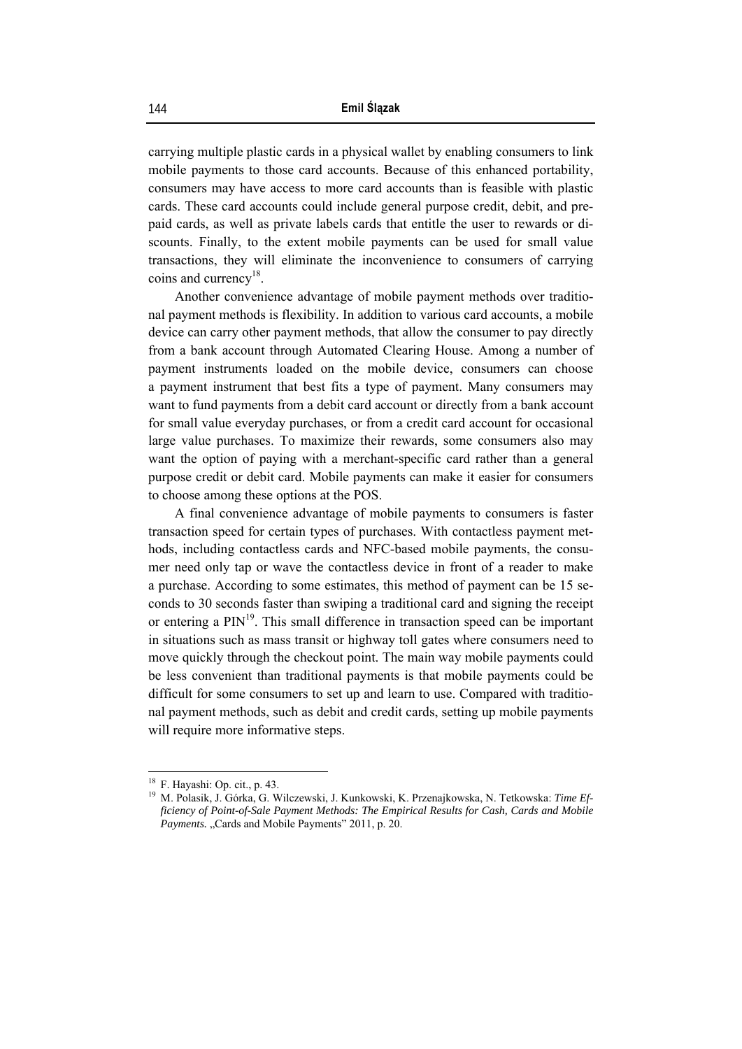carrying multiple plastic cards in a physical wallet by enabling consumers to link mobile payments to those card accounts. Because of this enhanced portability, consumers may have access to more card accounts than is feasible with plastic cards. These card accounts could include general purpose credit, debit, and prepaid cards, as well as private labels cards that entitle the user to rewards or discounts. Finally, to the extent mobile payments can be used for small value transactions, they will eliminate the inconvenience to consumers of carrying coins and currency[18].

Another convenience advantage of mobile payment methods over traditional payment methods is flexibility. In addition to various card accounts, a mobile device can carry other payment methods, that allow the consumer to pay directly from a bank account through Automated Clearing House. Among a number of payment instruments loaded on the mobile device, consumers can choose a payment instrument that best fits a type of payment. Many consumers may want to fund payments from a debit card account or directly from a bank account for small value everyday purchases, or from a credit card account for occasional large value purchases. To maximize their rewards, some consumers also may want the option of paying with a merchant-specific card rather than a general purpose credit or debit card. Mobile payments can make it easier for consumers to choose among these options at the POS.

A final convenience advantage of mobile payments to consumers is faster transaction speed for certain types of purchases. With contactless payment methods, including contactless cards and NFC-based mobile payments, the consumer need only tap or wave the contactless device in front of a reader to make a purchase. According to some estimates, this method of payment can be 15 seconds to 30 seconds faster than swiping a traditional card and signing the receipt or entering a PIN[19]. This small difference in transaction speed can be important in situations such as mass transit or highway toll gates where consumers need to move quickly through the checkout point. The main way mobile payments could be less convenient than traditional payments is that mobile payments could be difficult for some consumers to set up and learn to use. Compared with traditional payment methods, such as debit and credit cards, setting up mobile payments will require more informative steps.

---

[18] F. Hayashi: Op. cit., p. 43.

[19] M. Polasik, J. Górka, G. Wilczewski, J. Kunkowski, K. Przenajkowska, N. Tetkowska: *Time Efficiency of Point-of-Sale Payment Methods: The Empirical Results for Cash, Cards and Mobile Payments.* „Cards and Mobile Payments" 2011, p. 20.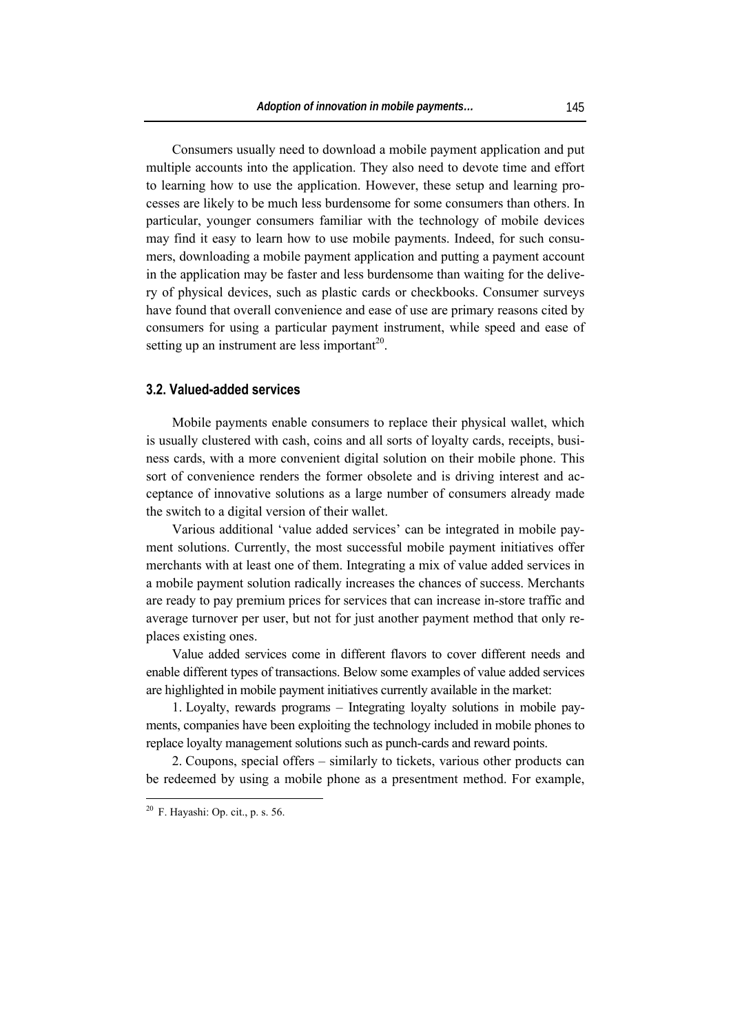Consumers usually need to download a mobile payment application and put multiple accounts into the application. They also need to devote time and effort to learning how to use the application. However, these setup and learning processes are likely to be much less burdensome for some consumers than others. In particular, younger consumers familiar with the technology of mobile devices may find it easy to learn how to use mobile payments. Indeed, for such consumers, downloading a mobile payment application and putting a payment account in the application may be faster and less burdensome than waiting for the delivery of physical devices, such as plastic cards or checkbooks. Consumer surveys have found that overall convenience and ease of use are primary reasons cited by consumers for using a particular payment instrument, while speed and ease of setting up an instrument are less important[20].

### 3.2. Valued-added services

Mobile payments enable consumers to replace their physical wallet, which is usually clustered with cash, coins and all sorts of loyalty cards, receipts, business cards, with a more convenient digital solution on their mobile phone. This sort of convenience renders the former obsolete and is driving interest and acceptance of innovative solutions as a large number of consumers already made the switch to a digital version of their wallet.

Various additional 'value added services' can be integrated in mobile payment solutions. Currently, the most successful mobile payment initiatives offer merchants with at least one of them. Integrating a mix of value added services in a mobile payment solution radically increases the chances of success. Merchants are ready to pay premium prices for services that can increase in-store traffic and average turnover per user, but not for just another payment method that only replaces existing ones.

Value added services come in different flavors to cover different needs and enable different types of transactions. Below some examples of value added services are highlighted in mobile payment initiatives currently available in the market:

1. Loyalty, rewards programs – Integrating loyalty solutions in mobile payments, companies have been exploiting the technology included in mobile phones to replace loyalty management solutions such as punch-cards and reward points.

2. Coupons, special offers – similarly to tickets, various other products can be redeemed by using a mobile phone as a presentment method. For example,

[20] F. Hayashi: Op. cit., p. s. 56.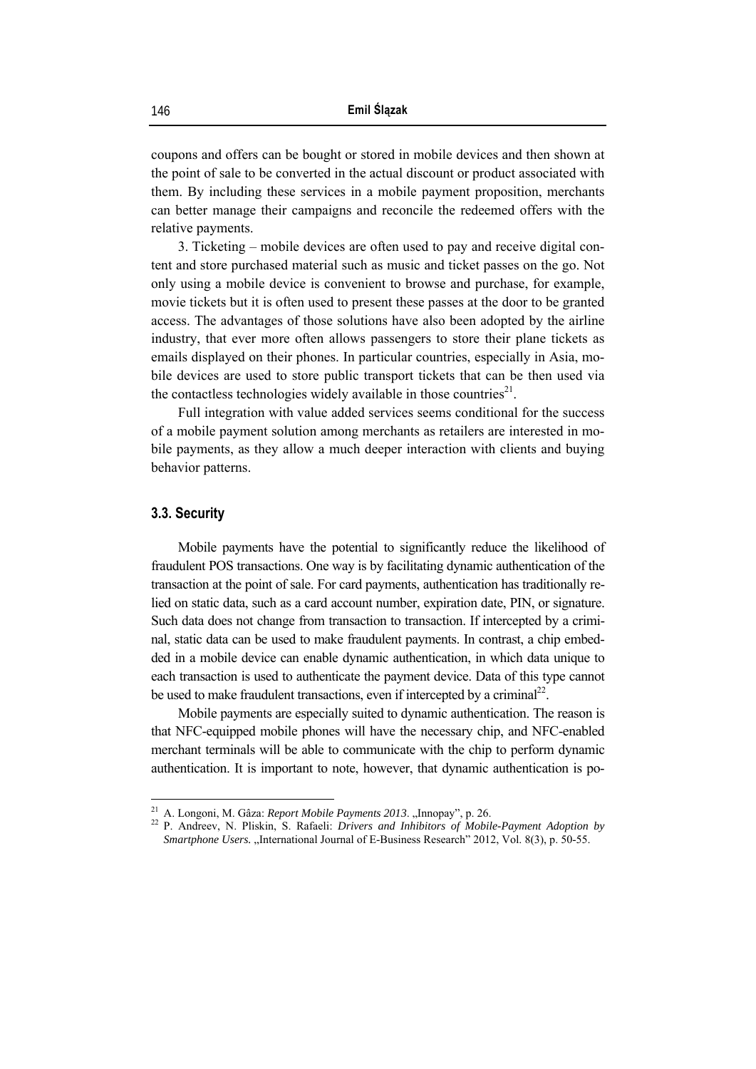coupons and offers can be bought or stored in mobile devices and then shown at the point of sale to be converted in the actual discount or product associated with them. By including these services in a mobile payment proposition, merchants can better manage their campaigns and reconcile the redeemed offers with the relative payments.

3. Ticketing – mobile devices are often used to pay and receive digital content and store purchased material such as music and ticket passes on the go. Not only using a mobile device is convenient to browse and purchase, for example, movie tickets but it is often used to present these passes at the door to be granted access. The advantages of those solutions have also been adopted by the airline industry, that ever more often allows passengers to store their plane tickets as emails displayed on their phones. In particular countries, especially in Asia, mobile devices are used to store public transport tickets that can be then used via the contactless technologies widely available in those countries[21].

Full integration with value added services seems conditional for the success of a mobile payment solution among merchants as retailers are interested in mobile payments, as they allow a much deeper interaction with clients and buying behavior patterns.

### 3.3. Security

Mobile payments have the potential to significantly reduce the likelihood of fraudulent POS transactions. One way is by facilitating dynamic authentication of the transaction at the point of sale. For card payments, authentication has traditionally relied on static data, such as a card account number, expiration date, PIN, or signature. Such data does not change from transaction to transaction. If intercepted by a criminal, static data can be used to make fraudulent payments. In contrast, a chip embedded in a mobile device can enable dynamic authentication, in which data unique to each transaction is used to authenticate the payment device. Data of this type cannot be used to make fraudulent transactions, even if intercepted by a criminal[22].

Mobile payments are especially suited to dynamic authentication. The reason is that NFC-equipped mobile phones will have the necessary chip, and NFC-enabled merchant terminals will be able to communicate with the chip to perform dynamic authentication. It is important to note, however, that dynamic authentication is po-

---

[21] A. Longoni, M. Gâza: *Report Mobile Payments 2013*. „Innopay", p. 26.

[22] P. Andreev, N. Pliskin, S. Rafaeli: *Drivers and Inhibitors of Mobile-Payment Adoption by Smartphone Users.* „International Journal of E-Business Research" 2012, Vol. 8(3), p. 50-55.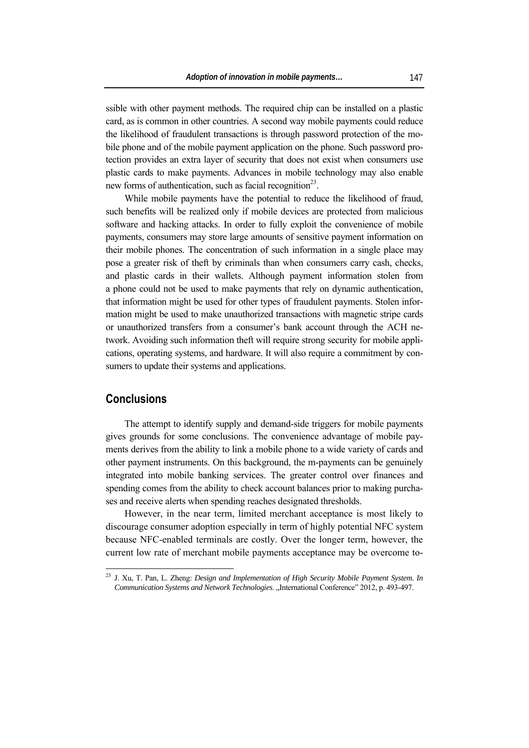ssible with other payment methods. The required chip can be installed on a plastic card, as is common in other countries. A second way mobile payments could reduce the likelihood of fraudulent transactions is through password protection of the mobile phone and of the mobile payment application on the phone. Such password protection provides an extra layer of security that does not exist when consumers use plastic cards to make payments. Advances in mobile technology may also enable new forms of authentication, such as facial recognition[23].

While mobile payments have the potential to reduce the likelihood of fraud, such benefits will be realized only if mobile devices are protected from malicious software and hacking attacks. In order to fully exploit the convenience of mobile payments, consumers may store large amounts of sensitive payment information on their mobile phones. The concentration of such information in a single place may pose a greater risk of theft by criminals than when consumers carry cash, checks, and plastic cards in their wallets. Although payment information stolen from a phone could not be used to make payments that rely on dynamic authentication, that information might be used for other types of fraudulent payments. Stolen information might be used to make unauthorized transactions with magnetic stripe cards or unauthorized transfers from a consumer's bank account through the ACH network. Avoiding such information theft will require strong security for mobile applications, operating systems, and hardware. It will also require a commitment by consumers to update their systems and applications.

## Conclusions

The attempt to identify supply and demand-side triggers for mobile payments gives grounds for some conclusions. The convenience advantage of mobile payments derives from the ability to link a mobile phone to a wide variety of cards and other payment instruments. On this background, the m-payments can be genuinely integrated into mobile banking services. The greater control over finances and spending comes from the ability to check account balances prior to making purchases and receive alerts when spending reaches designated thresholds.

However, in the near term, limited merchant acceptance is most likely to discourage consumer adoption especially in term of highly potential NFC system because NFC-enabled terminals are costly. Over the longer term, however, the current low rate of merchant mobile payments acceptance may be overcome to-

---

[23] J. Xu, T. Pan, L. Zheng: *Design and Implementation of High Security Mobile Payment System. In Communication Systems and Network Technologies*. „International Conference" 2012, p. 493-497.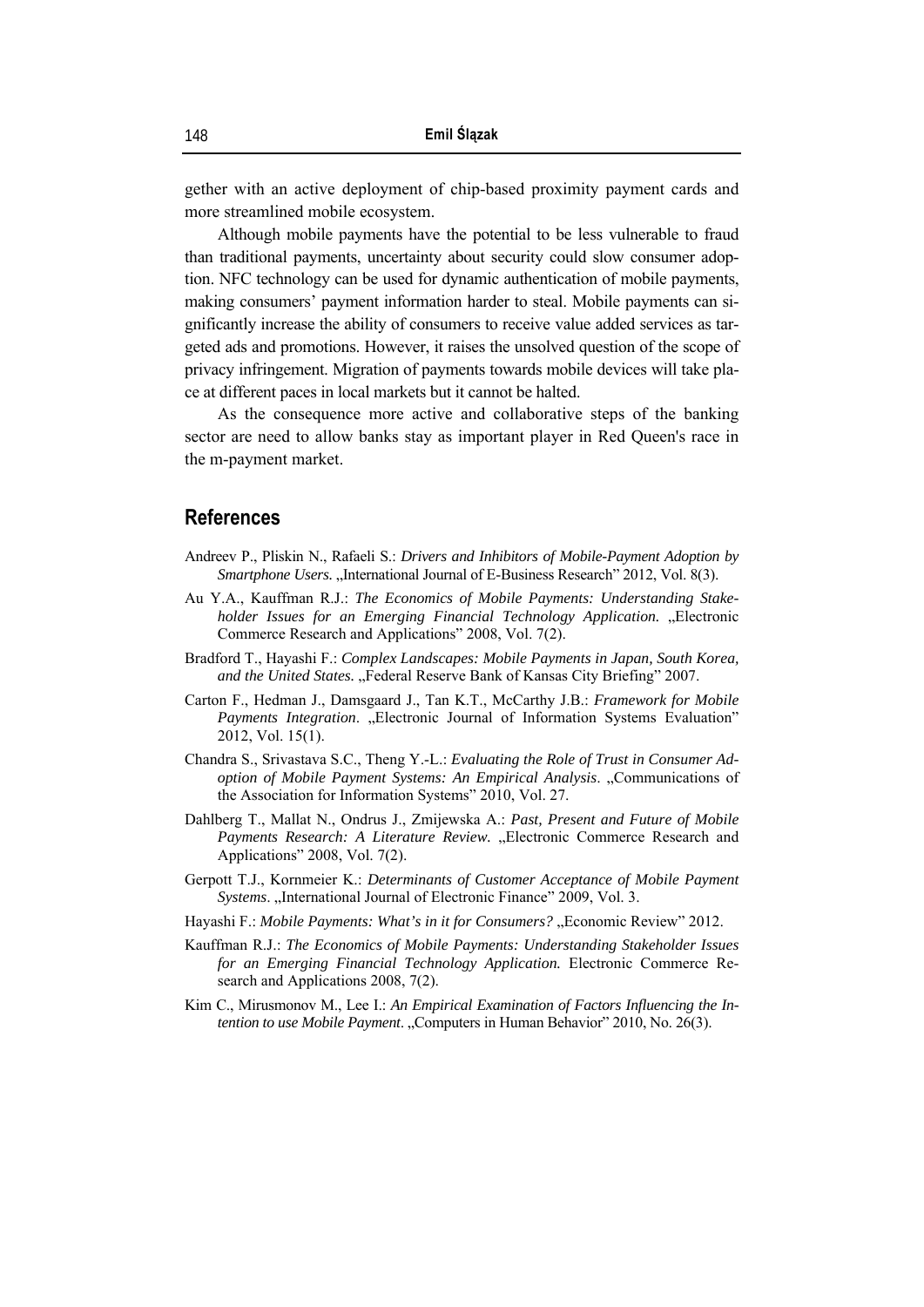gether with an active deployment of chip-based proximity payment cards and more streamlined mobile ecosystem.

Although mobile payments have the potential to be less vulnerable to fraud than traditional payments, uncertainty about security could slow consumer adoption. NFC technology can be used for dynamic authentication of mobile payments, making consumers' payment information harder to steal. Mobile payments can significantly increase the ability of consumers to receive value added services as targeted ads and promotions. However, it raises the unsolved question of the scope of privacy infringement. Migration of payments towards mobile devices will take place at different paces in local markets but it cannot be halted.

As the consequence more active and collaborative steps of the banking sector are need to allow banks stay as important player in Red Queen's race in the m-payment market.

## References

Andreev P., Pliskin N., Rafaeli S.: *Drivers and Inhibitors of Mobile-Payment Adoption by Smartphone Users.* „International Journal of E-Business Research" 2012, Vol. 8(3).

Au Y.A., Kauffman R.J.: *The Economics of Mobile Payments: Understanding Stakeholder Issues for an Emerging Financial Technology Application.* „Electronic Commerce Research and Applications" 2008, Vol. 7(2).

Bradford T., Hayashi F.: *Complex Landscapes: Mobile Payments in Japan, South Korea, and the United States.* „Federal Reserve Bank of Kansas City Briefing" 2007.

Carton F., Hedman J., Damsgaard J., Tan K.T., McCarthy J.B.: *Framework for Mobile Payments Integration*. „Electronic Journal of Information Systems Evaluation" 2012, Vol. 15(1).

Chandra S., Srivastava S.C., Theng Y.-L.: *Evaluating the Role of Trust in Consumer Adoption of Mobile Payment Systems: An Empirical Analysis*. „Communications of the Association for Information Systems" 2010, Vol. 27.

Dahlberg T., Mallat N., Ondrus J., Zmijewska A.: *Past, Present and Future of Mobile Payments Research: A Literature Review.* „Electronic Commerce Research and Applications" 2008, Vol. 7(2).

Gerpott T.J., Kornmeier K.: *Determinants of Customer Acceptance of Mobile Payment Systems*. „International Journal of Electronic Finance" 2009, Vol. 3.

Hayashi F.: *Mobile Payments: What's in it for Consumers?* „Economic Review" 2012.

Kauffman R.J.: *The Economics of Mobile Payments: Understanding Stakeholder Issues for an Emerging Financial Technology Application.* Electronic Commerce Research and Applications 2008, 7(2).

Kim C., Mirusmonov M., Lee I.: *An Empirical Examination of Factors Influencing the Intention to use Mobile Payment*. „Computers in Human Behavior" 2010, No. 26(3).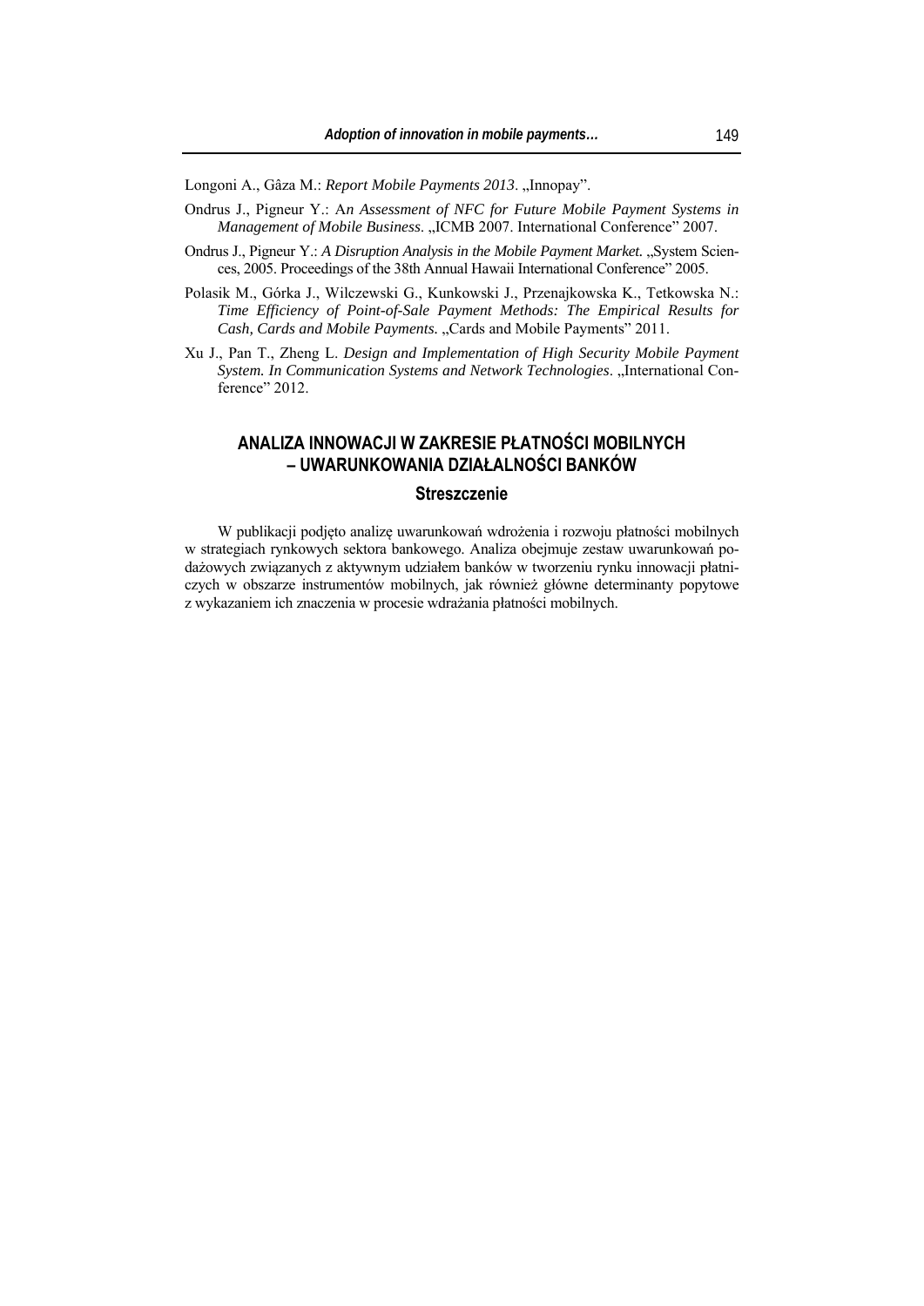Longoni A., Gâza M.: *Report Mobile Payments 2013*. „Innopay".

Ondrus J., Pigneur Y.: A*n Assessment of NFC for Future Mobile Payment Systems in Management of Mobile Business*. „ICMB 2007. International Conference" 2007.

Ondrus J., Pigneur Y.: *A Disruption Analysis in the Mobile Payment Market.* „System Sciences, 2005. Proceedings of the 38th Annual Hawaii International Conference" 2005.

Polasik M., Górka J., Wilczewski G., Kunkowski J., Przenajkowska K., Tetkowska N.: *Time Efficiency of Point-of-Sale Payment Methods: The Empirical Results for Cash, Cards and Mobile Payments.* „Cards and Mobile Payments" 2011.

Xu J., Pan T., Zheng L. *Design and Implementation of High Security Mobile Payment System. In Communication Systems and Network Technologies*. „International Conference" 2012.

## ANALIZA INNOWACJI W ZAKRESIE PŁATNOŚCI MOBILNYCH – UWARUNKOWANIA DZIAŁALNOŚCI BANKÓW

### Streszczenie

W publikacji podjęto analizę uwarunkowań wdrożenia i rozwoju płatności mobilnych w strategiach rynkowych sektora bankowego. Analiza obejmuje zestaw uwarunkowań podażowych związanych z aktywnym udziałem banków w tworzeniu rynku innowacji płatniczych w obszarze instrumentów mobilnych, jak również główne determinanty popytowe z wykazaniem ich znaczenia w procesie wdrażania płatności mobilnych.